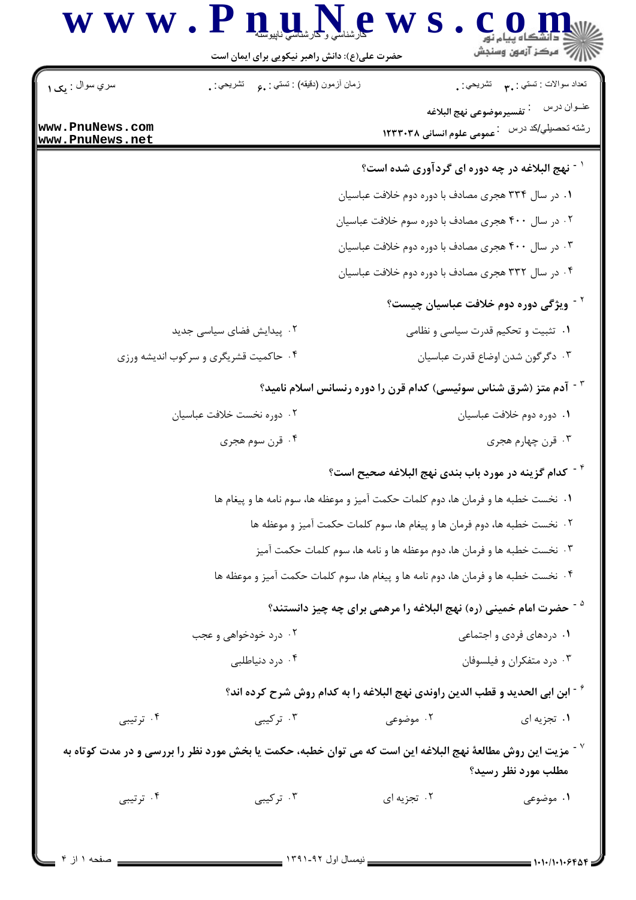حضرت علی(ع): دانش راهبر نیکویی برای ایمان است

| سري سوال : یک ۱ | زمان آزمون (دقیقه) : تستی : ۶۰ تشریحی : ۰ | تعداد سوالات : تستی : ۳۰ تشریحی : ۰ |
|---|---|---|
| | | عنوان درس : تفسیرموضوعی نهج البلاغه |
| | | رشته تحصیلی/کد درس : عمومی علوم انسانی ۱۲۳۳۰۳۸ |

۱- نهج البلاغه در چه دوره ای گردآوری شده است؟

۱. در سال ۳۳۴ هجری مصادف با دوره دوم خلافت عباسیان

۲. در سال ۴۰۰ هجری مصادف با دوره سوم خلافت عباسیان

۳. در سال ۴۰۰ هجری مصادف با دوره دوم خلافت عباسیان

۴. در سال ۳۳۲ هجری مصادف با دوره دوم خلافت عباسیان

۲- ویژگی دوره دوم خلافت عباسیان چیست؟

۱. تثبیت و تحکیم قدرت سیاسی و نظامی

۲. پیدایش فضای سیاسی جدید

۳. دگرگون شدن اوضاع قدرت عباسیان

۴. حاکمیت قشریگری و سرکوب اندیشه ورزی

۳- آدم متز (شرق شناس سوئیسی) کدام قرن را دوره رنسانس اسلام نامید؟

۱. دوره دوم خلافت عباسیان

۲. دوره نخست خلافت عباسیان

۳. قرن چهارم هجری

۴. قرن سوم هجری

۴- کدام گزینه در مورد باب بندی نهج البلاغه صحیح است؟

۱. نخست خطبه ها و فرمان ها، دوم کلمات حکمت آمیز و موعظه ها، سوم نامه ها و پیغام ها

۲. نخست خطبه ها، دوم فرمان ها و پیغام ها، سوم کلمات حکمت آمیز و موعظه ها

۳. نخست خطبه ها و فرمان ها، دوم موعظه ها و نامه ها، سوم کلمات حکمت آمیز

۴. نخست خطبه ها و فرمان ها، دوم نامه ها و پیغام ها، سوم کلمات حکمت آمیز و موعظه ها

۵- حضرت امام خمینی (ره) نهج البلاغه را مرهمی برای چه چیز دانستند؟

۱. دردهای فردی و اجتماعی

۲. درد خودخواهی و عجب

۳. درد متفکران و فیلسوفان

۴. درد دنیاطلبی

۶- ابن ابی الحدید و قطب الدین راوندی نهج البلاغه را به کدام روش شرح کرده اند؟

۱. تجزیه ای

۲. موضوعی

۳. ترکیبی

۴. ترتیبی

۷- مزیت این روش مطالعهٔ نهج البلاغه این است که می توان خطبه، حکمت یا بخش مورد نظر را بررسی و در مدت کوتاه به مطلب مورد نظر رسید؟

۱. موضوعی

۲. تجزیه ای

۳. ترکیبی

۴. ترتیبی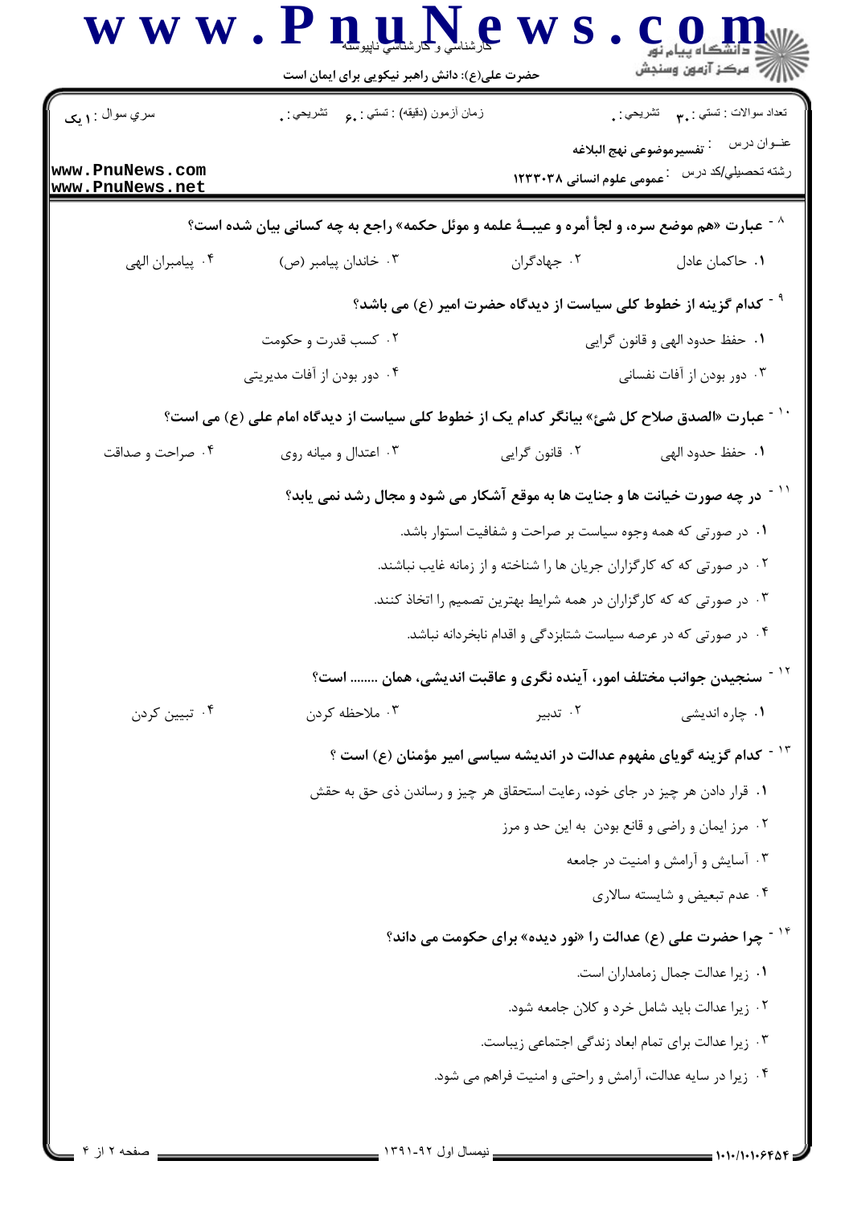۸- عبارت «هم موضع سره، و لجأ أمره و عیبــهٔ علمه و موئل حکمه» راجع به چه کسانی بیان شده است؟

۱. حاکمان عادل
۲. جهادگران
۳. خاندان پیامبر (ص)
۴. پیامبران الهی

۹- کدام گزینه از خطوط کلی سیاست از دیدگاه حضرت امیر (ع) می باشد؟

۱. حفظ حدود الهی و قانون گرایی
۲. کسب قدرت و حکومت
۳. دور بودن از آفات نفسانی
۴. دور بودن از آفات مدیریتی

۱۰- عبارت «الصدق صلاح کل شئ» بیانگر کدام یک از خطوط کلی سیاست از دیدگاه امام علی (ع) می است؟

۱. حفظ حدود الهی
۲. قانون گرایی
۳. اعتدال و میانه روی
۴. صراحت و صداقت

۱۱- در چه صورت خیانت ها و جنایت ها به موقع آشکار می شود و مجال رشد نمی یابد؟

۱. در صورتی که همه وجوه سیاست بر صراحت و شفافیت استوار باشد.
۲. در صورتی که که کارگزاران جریان ها را شناخته و از زمانه غایب نباشند.
۳. در صورتی که که کارگزاران در همه شرایط بهترین تصمیم را اتخاذ کنند.
۴. در صورتی که در عرصه سیاست شتابزدگی و اقدام نابخردانه نباشد.

۱۲- سنجیدن جوانب مختلف امور، آینده نگری و عاقبت اندیشی، همان ........ است؟

۱. چاره اندیشی
۲. تدبیر
۳. ملاحظه کردن
۴. تبیین کردن

۱۳- کدام گزینه گویای مفهوم عدالت در اندیشه سیاسی امیر مؤمنان (ع) است ؟

۱. قرار دادن هر چیز در جای خود، رعایت استحقاق هر چیز و رساندن ذی حق به حقش
۲. مرز ایمان و راضی و قانع بودن به این حد و مرز
۳. آسایش و آرامش و امنیت در جامعه
۴. عدم تبعیض و شایسته سالاری

۱۴- چرا حضرت علی (ع) عدالت را «نور دیده» برای حکومت می داند؟

۱. زیرا عدالت جمال زمامداران است.
۲. زیرا عدالت باید شامل خرد و کلان جامعه شود.
۳. زیرا عدالت برای تمام ابعاد زندگی اجتماعی زیباست.
۴. زیرا در سایه عدالت، آرامش و راحتی و امنیت فراهم می شود.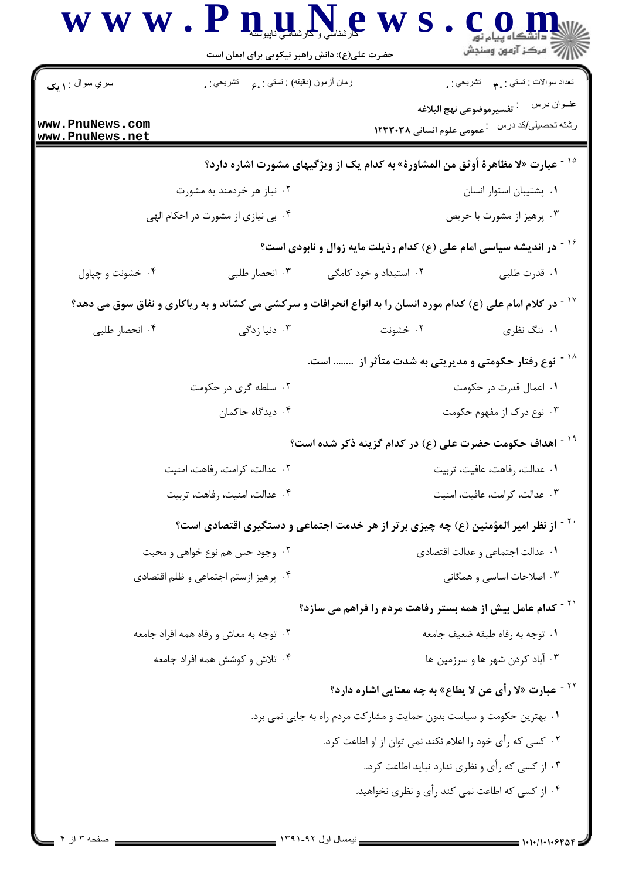۱۵ - عبارت «لا مظاهرة أوثق من المشاورة» به کدام یک از ویژگیهای مشورت اشاره دارد؟

۱. پشتیبان استوار انسان

۲. نیاز هر خردمند به مشورت

۳. پرهیز از مشورت با حریص

۴. بی نیازی از مشورت در احکام الهی

۱۶ - در اندیشه سیاسی امام علی (ع) کدام رذیلت مایه زوال و نابودی است؟

۱. قدرت طلبی

۲. استبداد و خود کامگی

۳. انحصار طلبی

۴. خشونت و چپاول

۱۷ - در کلام امام علی (ع) کدام مورد انسان را به انواع انحرافات و سرکشی می کشاند و به ریاکاری و نفاق سوق می دهد؟

۱. تنگ نظری

۲. خشونت

۳. دنیا زدگی

۴. انحصار طلبی

۱۸ - نوع رفتار حکومتی و مدیریتی به شدت متأثر از ........ است.

۱. اعمال قدرت در حکومت

۲. سلطه گری در حکومت

۳. نوع درک از مفهوم حکومت

۴. دیدگاه حاکمان

۱۹ - اهداف حکومت حضرت علی (ع) در کدام گزینه ذکر شده است؟

۱. عدالت، رفاهت، عافیت، تربیت

۲. عدالت، کرامت، رفاهت، امنیت

۳. عدالت، کرامت، عافیت، امنیت

۴. عدالت، امنیت، رفاهت، تربیت

۲۰ - از نظر امیر المؤمنین (ع) چه چیزی برتر از هر خدمت اجتماعی و دستگیری اقتصادی است؟

۱. عدالت اجتماعی و عدالت اقتصادی

۲. وجود حس هم نوع خواهی و محبت

۳. اصلاحات اساسی و همگانی

۴. پرهیز ازستم اجتماعی و ظلم اقتصادی

۲۱ - کدام عامل بیش از همه بستر رفاهت مردم را فراهم می سازد؟

۱. توجه به رفاه طبقه ضعیف جامعه

۲. توجه به معاش و رفاه همه افراد جامعه

۳. آباد کردن شهر ها و سرزمین ها

۴. تلاش و کوشش همه افراد جامعه

۲۲ - عبارت «لا رأی عن لا یطاع» به چه معنایی اشاره دارد؟

۱. بهترین حکومت و سیاست بدون حمایت و مشارکت مردم راه به جایی نمی برد.

۲. کسی که رأی خود را اعلام نکند نمی توان از او اطاعت کرد.

۳. از کسی که رأی و نظری ندارد نباید اطاعت کرد..

۴. از کسی که اطاعت نمی کند رأی و نظری نخواهید.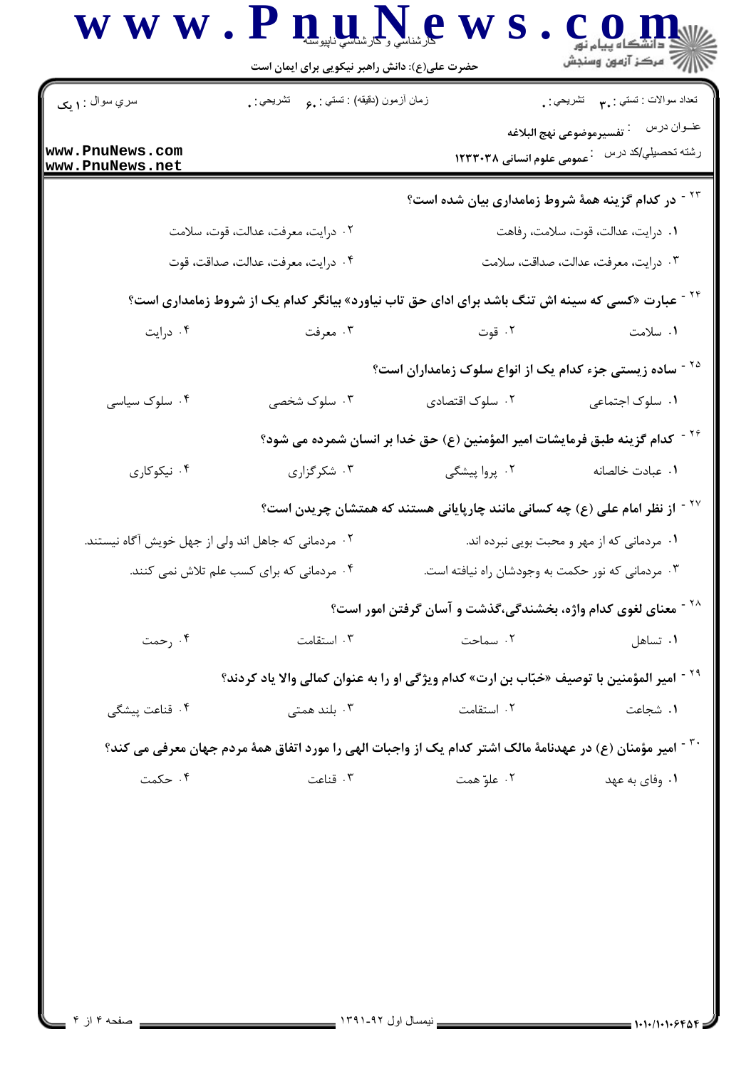۲۳- در کدام گزینه همهٔ شروط زمامداری بیان شده است؟

۱. درایت، عدالت، قوت، سلامت، رفاهت

۲. درایت، معرفت، عدالت، قوت، سلامت

۳. درایت، معرفت، عدالت، صداقت، سلامت

۴. درایت، معرفت، عدالت، صداقت، قوت

۲۴- عبارت «کسی که سینه اش تنگ باشد برای ادای حق تاب نیاورد» بیانگر کدام یک از شروط زمامداری است؟

۱. سلامت

۲. قوت

۳. معرفت

۴. درایت

۲۵- ساده زیستی جزء کدام یک از انواع سلوک زمامداران است؟

۱. سلوک اجتماعی

۲. سلوک اقتصادی

۳. سلوک شخصی

۴. سلوک سیاسی

۲۶- کدام گزینه طبق فرمایشات امیر المؤمنین (ع) حق خدا بر انسان شمرده می شود؟

۱. عبادت خالصانه

۲. پروا پیشگی

۳. شکرگزاری

۴. نیکوکاری

۲۷- از نظر امام علی (ع) چه کسانی مانند چارپایانی هستند که همتشان چریدن است؟

۱. مردمانی که از مهر و محبت بویی نبرده اند.

۲. مردمانی که جاهل اند ولی از جهل خویش آگاه نیستند.

۳. مردمانی که نور حکمت به وجودشان راه نیافته است.

۴. مردمانی که برای کسب علم تلاش نمی کنند.

۲۸- معنای لغوی کدام واژه، بخشندگی،گذشت و آسان گرفتن امور است؟

۱. تساهل

۲. سماحت

۳. استقامت

۴. رحمت

۲۹- امیر المؤمنین با توصیف «خبّاب بن ارت» کدام ویژگی او را به عنوان کمالی والا یاد کردند؟

۱. شجاعت

۲. استقامت

۳. بلند همتی

۴. قناعت پیشگی

۳۰- امیر مؤمنان (ع) در عهدنامهٔ مالک اشتر کدام یک از واجبات الهی را مورد اتفاق همهٔ مردم جهان معرفی می کند؟

۱. وفای به عهد

۲. علوّ همت

۳. قناعت

۴. حکمت